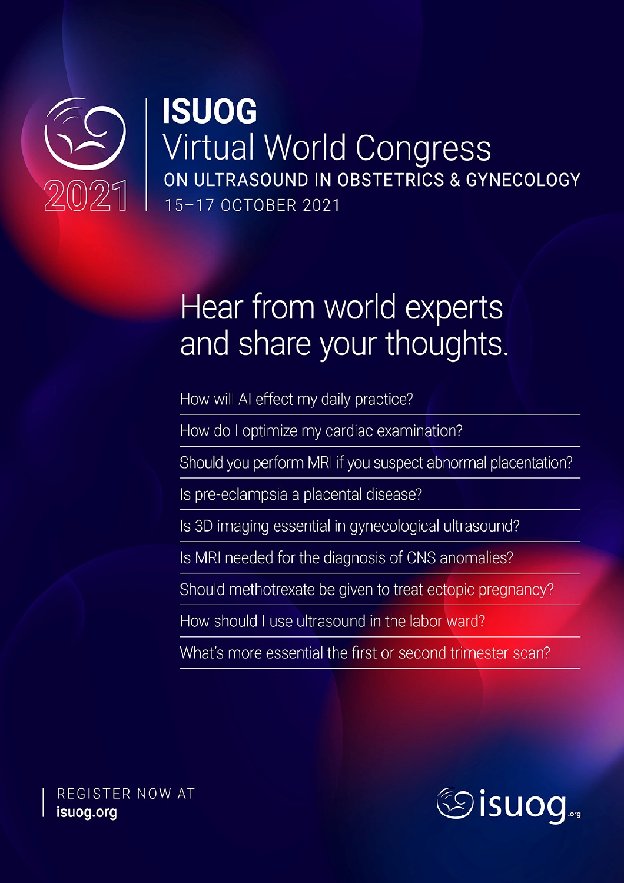# ISUOG Virtual World Congress

## ON ULTRASOUND IN OBSTETRICS & GYNECOLOGY

2021

15–17 OCTOBER 2021

## Hear from world experts and share your thoughts.

- How will AI effect my daily practice?
- How do I optimize my cardiac examination?
- Should you perform MRI if you suspect abnormal placentation?
- Is pre-eclampsia a placental disease?
- Is 3D imaging essential in gynecological ultrasound?
- Is MRI needed for the diagnosis of CNS anomalies?
- Should methotrexate be given to treat ectopic pregnancy?
- How should I use ultrasound in the labor ward?
- What's more essential the first or second trimester scan?

REGISTER NOW AT
**isuog.org**

isuog.org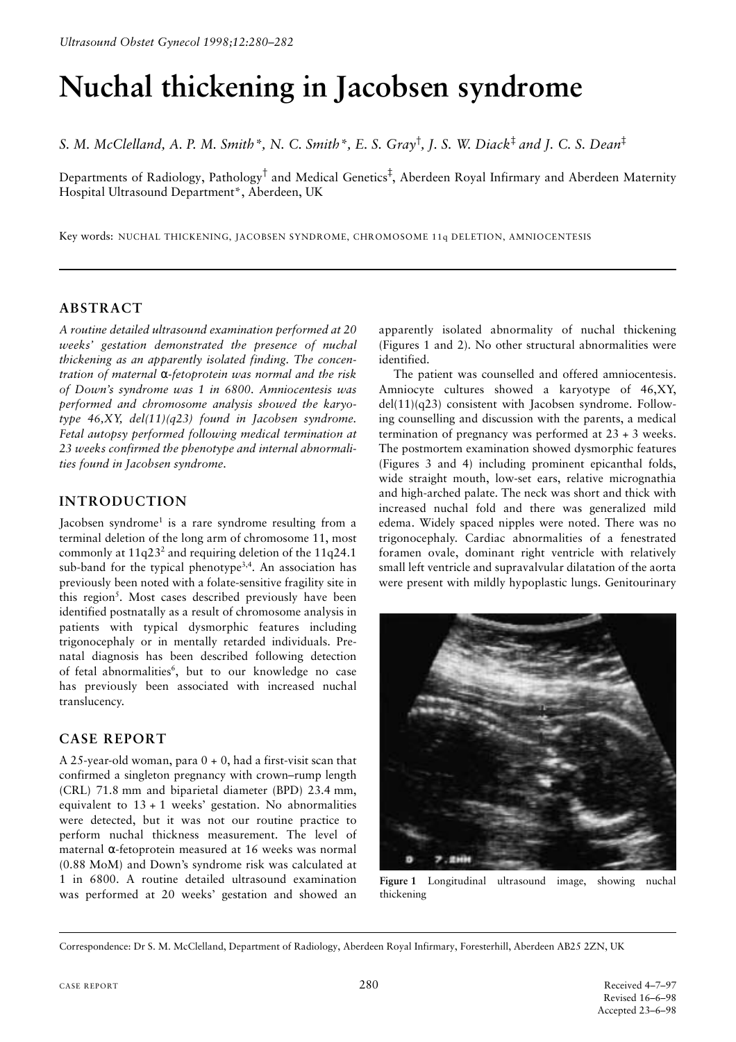# Nuchal thickening in Jacobsen syndrome

*S. M. McClelland, A. P. M. Smith\*, N. C. Smith\*, E. S. Gray†, J. S. W. Diack‡ and J. C. S. Dean‡*

Departments of Radiology, Pathology† and Medical Genetics‡, Aberdeen Royal Infirmary and Aberdeen Maternity Hospital Ultrasound Department\*, Aberdeen, UK

Key words: NUCHAL THICKENING, JACOBSEN SYNDROME, CHROMOSOME 11q DELETION, AMNIOCENTESIS

## ABSTRACT

*A routine detailed ultrasound examination performed at 20 weeks' gestation demonstrated the presence of nuchal thickening as an apparently isolated finding. The concentration of maternal α-fetoprotein was normal and the risk of Down's syndrome was 1 in 6800. Amniocentesis was performed and chromosome analysis showed the karyotype 46,XY, del(11)(q23) found in Jacobsen syndrome. Fetal autopsy performed following medical termination at 23 weeks confirmed the phenotype and internal abnormalities found in Jacobsen syndrome.*

## INTRODUCTION

Jacobsen syndrome[1] is a rare syndrome resulting from a terminal deletion of the long arm of chromosome 11, most commonly at 11q23[2] and requiring deletion of the 11q24.1 sub-band for the typical phenotype[3,4]. An association has previously been noted with a folate-sensitive fragility site in this region[5]. Most cases described previously have been identified postnatally as a result of chromosome analysis in patients with typical dysmorphic features including trigonocephaly or in mentally retarded individuals. Prenatal diagnosis has been described following detection of fetal abnormalities[6], but to our knowledge no case has previously been associated with increased nuchal translucency.

## CASE REPORT

A 25-year-old woman, para 0 + 0, had a first-visit scan that confirmed a singleton pregnancy with crown–rump length (CRL) 71.8 mm and biparietal diameter (BPD) 23.4 mm, equivalent to 13 + 1 weeks' gestation. No abnormalities were detected, but it was not our routine practice to perform nuchal thickness measurement. The level of maternal α-fetoprotein measured at 16 weeks was normal (0.88 MoM) and Down's syndrome risk was calculated at 1 in 6800. A routine detailed ultrasound examination was performed at 20 weeks' gestation and showed an apparently isolated abnormality of nuchal thickening (Figures 1 and 2). No other structural abnormalities were identified.

The patient was counselled and offered amniocentesis. Amniocyte cultures showed a karyotype of 46,XY, del(11)(q23) consistent with Jacobsen syndrome. Following counselling and discussion with the parents, a medical termination of pregnancy was performed at 23 + 3 weeks. The postmortem examination showed dysmorphic features (Figures 3 and 4) including prominent epicanthal folds, wide straight mouth, low-set ears, relative micrognathia and high-arched palate. The neck was short and thick with increased nuchal fold and there was generalized mild edema. Widely spaced nipples were noted. There was no trigonocephaly. Cardiac abnormalities of a fenestrated foramen ovale, dominant right ventricle with relatively small left ventricle and supravalvular dilatation of the aorta were present with mildly hypoplastic lungs. Genitourinary

**Figure 1** Longitudinal ultrasound image, showing nuchal thickening

Correspondence: Dr S. M. McClelland, Department of Radiology, Aberdeen Royal Infirmary, Foresterhill, Aberdeen AB25 2ZN, UK

Received 4–7–97
Revised 16–6–98
Accepted 23–6–98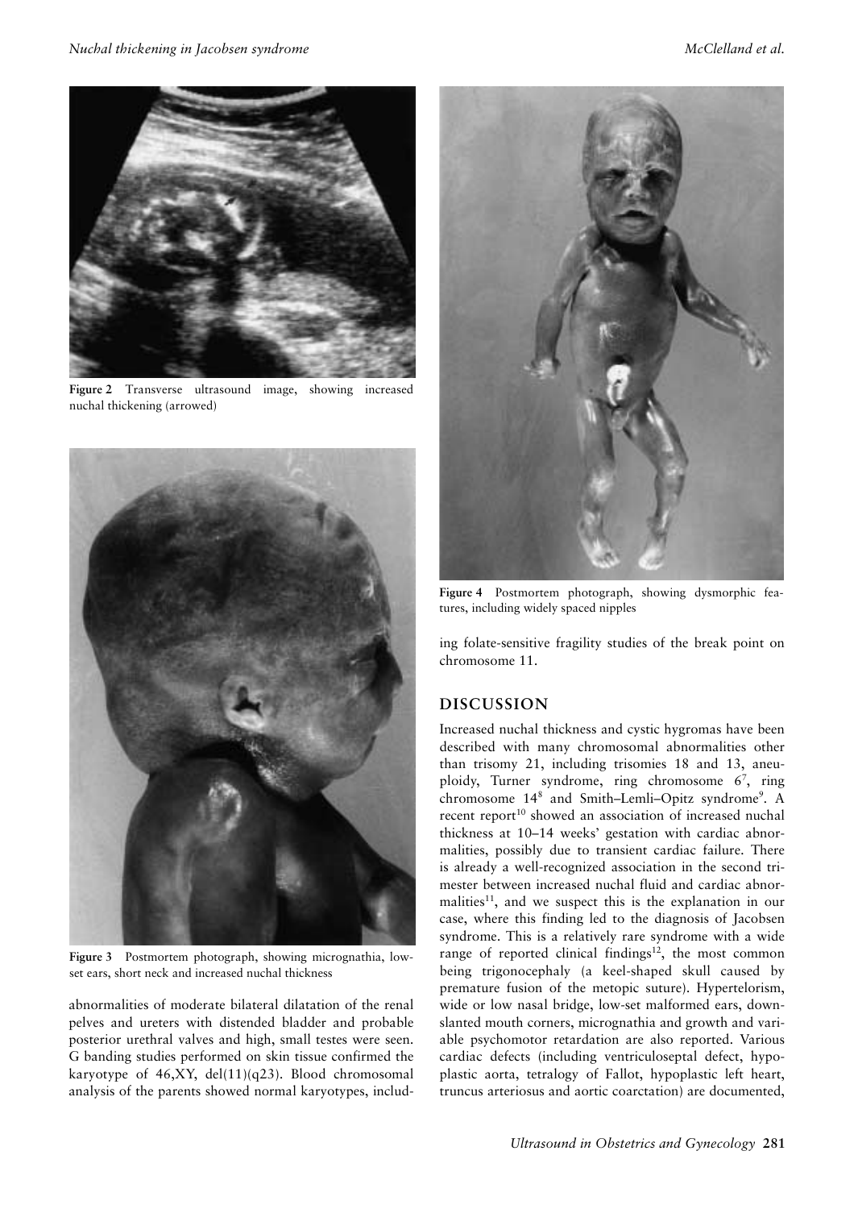Figure 2 Transverse ultrasound image, showing increased nuchal thickening (arrowed)

Figure 3 Postmortem photograph, showing micrognathia, low-set ears, short neck and increased nuchal thickness

Figure 4 Postmortem photograph, showing dysmorphic features, including widely spaced nipples

abnormalities of moderate bilateral dilatation of the renal pelves and ureters with distended bladder and probable posterior urethral valves and high, small testes were seen. G banding studies performed on skin tissue confirmed the karyotype of 46,XY, del(11)(q23). Blood chromosomal analysis of the parents showed normal karyotypes, including folate-sensitive fragility studies of the break point on chromosome 11.

## DISCUSSION

Increased nuchal thickness and cystic hygromas have been described with many chromosomal abnormalities other than trisomy 21, including trisomies 18 and 13, aneuploidy, Turner syndrome, ring chromosome 6[7], ring chromosome 14[8] and Smith–Lemli–Opitz syndrome[9]. A recent report[10] showed an association of increased nuchal thickness at 10–14 weeks' gestation with cardiac abnormalities, possibly due to transient cardiac failure. There is already a well-recognized association in the second trimester between increased nuchal fluid and cardiac abnormalities[11], and we suspect this is the explanation in our case, where this finding led to the diagnosis of Jacobsen syndrome. This is a relatively rare syndrome with a wide range of reported clinical findings[12], the most common being trigonocephaly (a keel-shaped skull caused by premature fusion of the metopic suture). Hypertelorism, wide or low nasal bridge, low-set malformed ears, downslanted mouth corners, micrognathia and growth and variable psychomotor retardation are also reported. Various cardiac defects (including ventriculoseptal defect, hypoplastic aorta, tetralogy of Fallot, hypoplastic left heart, truncus arteriosus and aortic coarctation) are documented,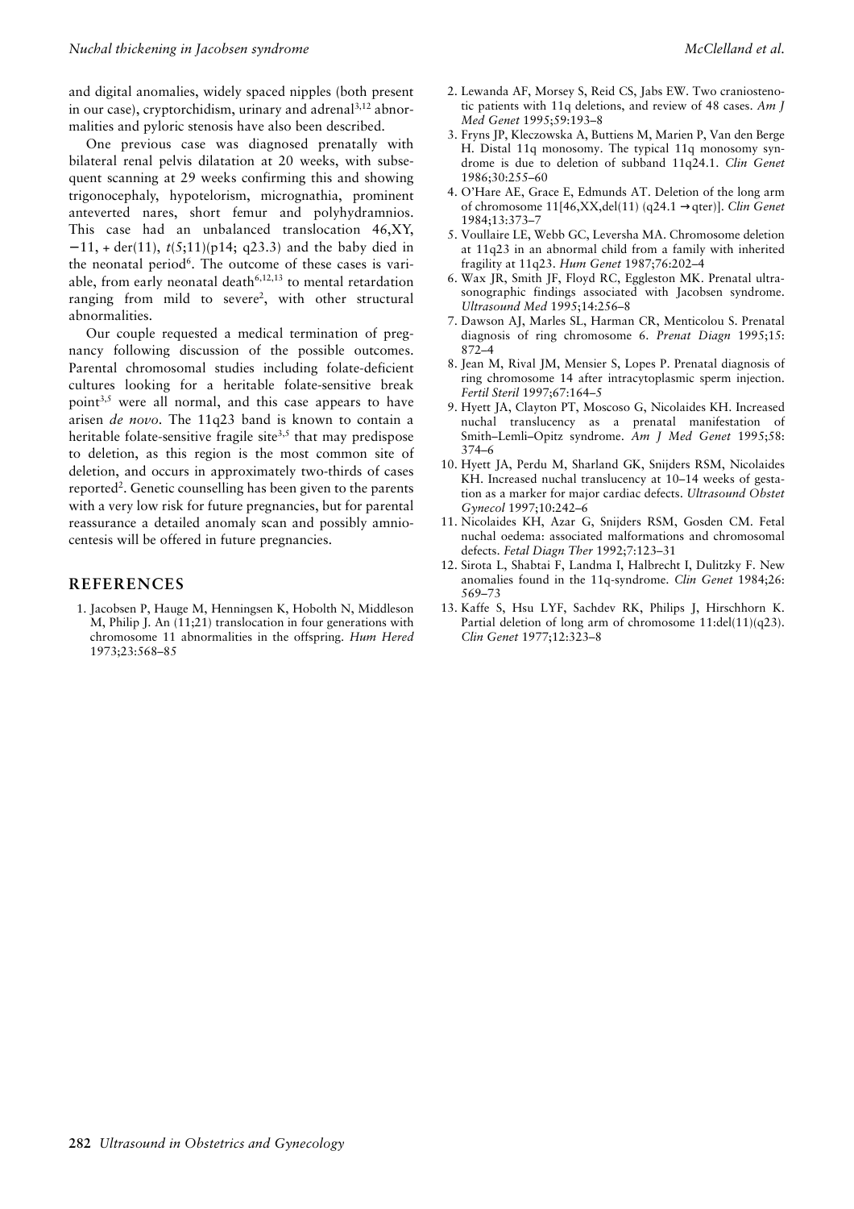and digital anomalies, widely spaced nipples (both present in our case), cryptorchidism, urinary and adrenal[3,12] abnormalities and pyloric stenosis have also been described.

One previous case was diagnosed prenatally with bilateral renal pelvis dilatation at 20 weeks, with subsequent scanning at 29 weeks confirming this and showing trigonocephaly, hypotelorism, micrognathia, prominent anteverted nares, short femur and polyhydramnios. This case had an unbalanced translocation 46,XY, −11, + der(11), *t*(5;11)(p14; q23.3) and the baby died in the neonatal period[6]. The outcome of these cases is variable, from early neonatal death[6,12,13] to mental retardation ranging from mild to severe[2], with other structural abnormalities.

Our couple requested a medical termination of pregnancy following discussion of the possible outcomes. Parental chromosomal studies including folate-deficient cultures looking for a heritable folate-sensitive break point[3,5] were all normal, and this case appears to have arisen *de novo*. The 11q23 band is known to contain a heritable folate-sensitive fragile site[3,5] that may predispose to deletion, as this region is the most common site of deletion, and occurs in approximately two-thirds of cases reported[2]. Genetic counselling has been given to the parents with a very low risk for future pregnancies, but for parental reassurance a detailed anomaly scan and possibly amniocentesis will be offered in future pregnancies.

## REFERENCES

1. Jacobsen P, Hauge M, Henningsen K, Hobolth N, Middleson M, Philip J. An (11;21) translocation in four generations with chromosome 11 abnormalities in the offspring. *Hum Hered* 1973;23:568–85
2. Lewanda AF, Morsey S, Reid CS, Jabs EW. Two craniostenotic patients with 11q deletions, and review of 48 cases. *Am J Med Genet* 1995;59:193–8
3. Fryns JP, Kleczowska A, Buttiens M, Marien P, Van den Berge H. Distal 11q monosomy. The typical 11q monosomy syndrome is due to deletion of subband 11q24.1. *Clin Genet* 1986;30:255–60
4. O'Hare AE, Grace E, Edmunds AT. Deletion of the long arm of chromosome 11[46,XX,del(11) (q24.1 → qter)]. *Clin Genet* 1984;13:373–7
5. Voullaire LE, Webb GC, Leversha MA. Chromosome deletion at 11q23 in an abnormal child from a family with inherited fragility at 11q23. *Hum Genet* 1987;76:202–4
6. Wax JR, Smith JF, Floyd RC, Eggleston MK. Prenatal ultrasonographic findings associated with Jacobsen syndrome. *Ultrasound Med* 1995;14:256–8
7. Dawson AJ, Marles SL, Harman CR, Menticolou S. Prenatal diagnosis of ring chromosome 6. *Prenat Diagn* 1995;15: 872–4
8. Jean M, Rival JM, Mensier S, Lopes P. Prenatal diagnosis of ring chromosome 14 after intracytoplasmic sperm injection. *Fertil Steril* 1997;67:164–5
9. Hyett JA, Clayton PT, Moscoso G, Nicolaides KH. Increased nuchal translucency as a prenatal manifestation of Smith–Lemli–Opitz syndrome. *Am J Med Genet* 1995;58: 374–6
10. Hyett JA, Perdu M, Sharland GK, Snijders RSM, Nicolaides KH. Increased nuchal translucency at 10–14 weeks of gestation as a marker for major cardiac defects. *Ultrasound Obstet Gynecol* 1997;10:242–6
11. Nicolaides KH, Azar G, Snijders RSM, Gosden CM. Fetal nuchal oedema: associated malformations and chromosomal defects. *Fetal Diagn Ther* 1992;7:123–31
12. Sirota L, Shabtai F, Landma I, Halbrecht I, Dulitzky F. New anomalies found in the 11q-syndrome. *Clin Genet* 1984;26: 569–73
13. Kaffe S, Hsu LYF, Sachdev RK, Philips J, Hirschhorn K. Partial deletion of long arm of chromosome 11:del(11)(q23). *Clin Genet* 1977;12:323–8